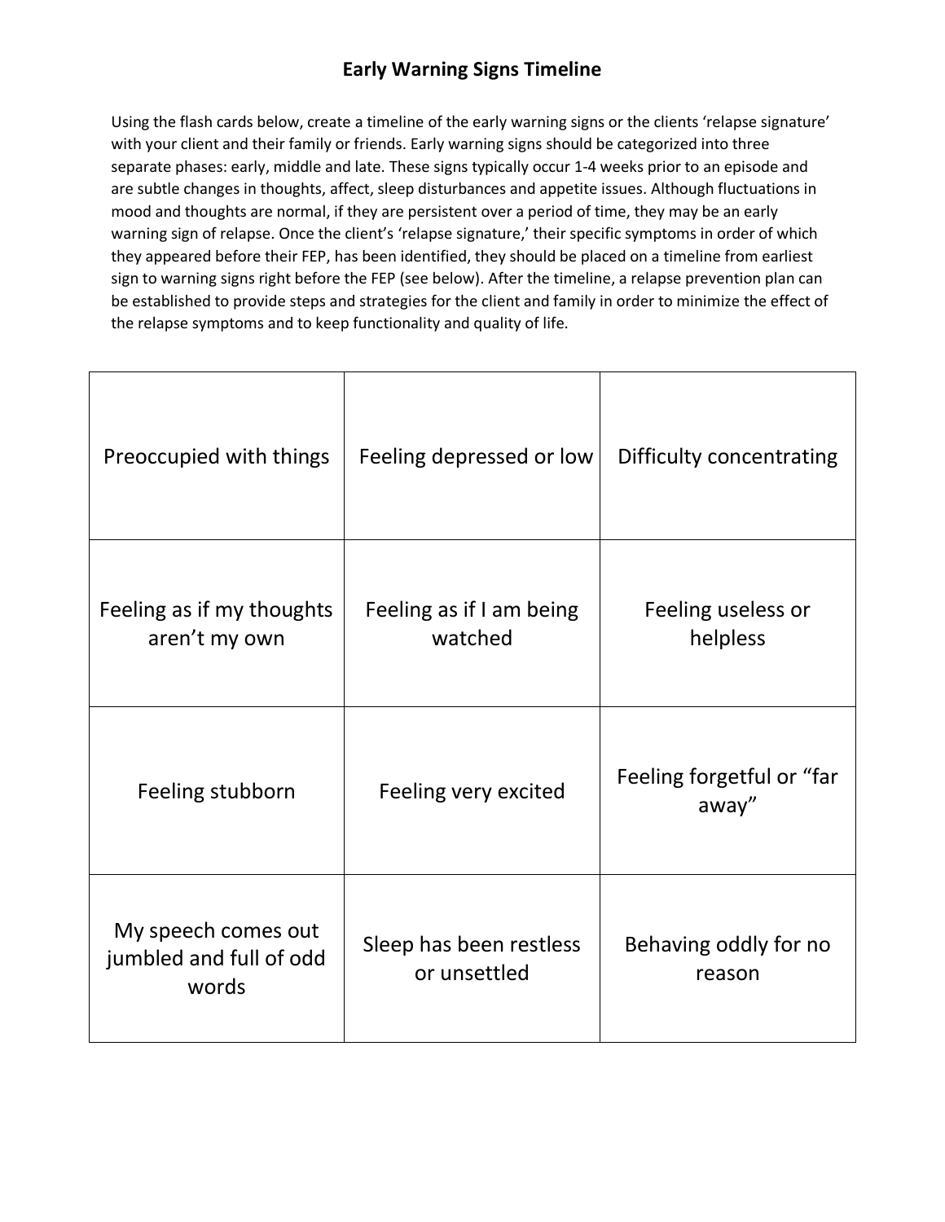# Early Warning Signs Timeline

Using the flash cards below, create a timeline of the early warning signs or the clients 'relapse signature' with your client and their family or friends. Early warning signs should be categorized into three separate phases: early, middle and late. These signs typically occur 1-4 weeks prior to an episode and are subtle changes in thoughts, affect, sleep disturbances and appetite issues. Although fluctuations in mood and thoughts are normal, if they are persistent over a period of time, they may be an early warning sign of relapse. Once the client's 'relapse signature,' their specific symptoms in order of which they appeared before their FEP, has been identified, they should be placed on a timeline from earliest sign to warning signs right before the FEP (see below). After the timeline, a relapse prevention plan can be established to provide steps and strategies for the client and family in order to minimize the effect of the relapse symptoms and to keep functionality and quality of life.

| | | |
|---|---|---|
| Preoccupied with things | Feeling depressed or low | Difficulty concentrating |
| Feeling as if my thoughts aren't my own | Feeling as if I am being watched | Feeling useless or helpless |
| Feeling stubborn | Feeling very excited | Feeling forgetful or "far away" |
| My speech comes out jumbled and full of odd words | Sleep has been restless or unsettled | Behaving oddly for no reason |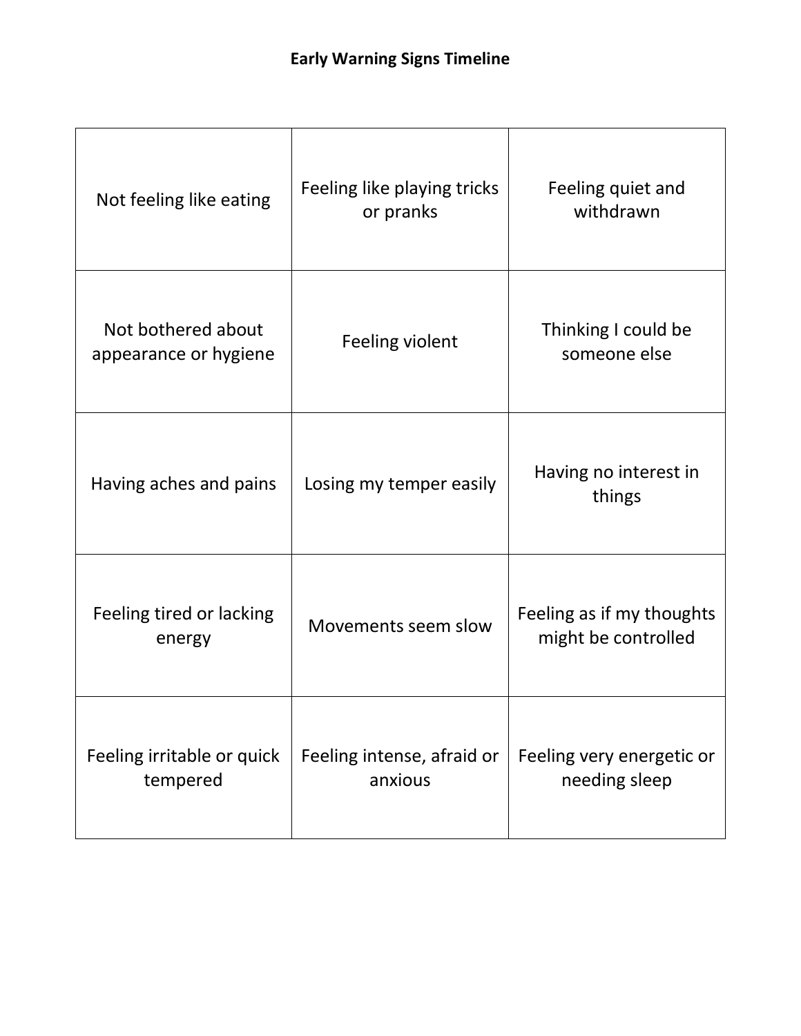**Early Warning Signs Timeline**

| | | |
|---|---|---|
| Not feeling like eating | Feeling like playing tricks or pranks | Feeling quiet and withdrawn |
| Not bothered about appearance or hygiene | Feeling violent | Thinking I could be someone else |
| Having aches and pains | Losing my temper easily | Having no interest in things |
| Feeling tired or lacking energy | Movements seem slow | Feeling as if my thoughts might be controlled |
| Feeling irritable or quick tempered | Feeling intense, afraid or anxious | Feeling very energetic or needing sleep |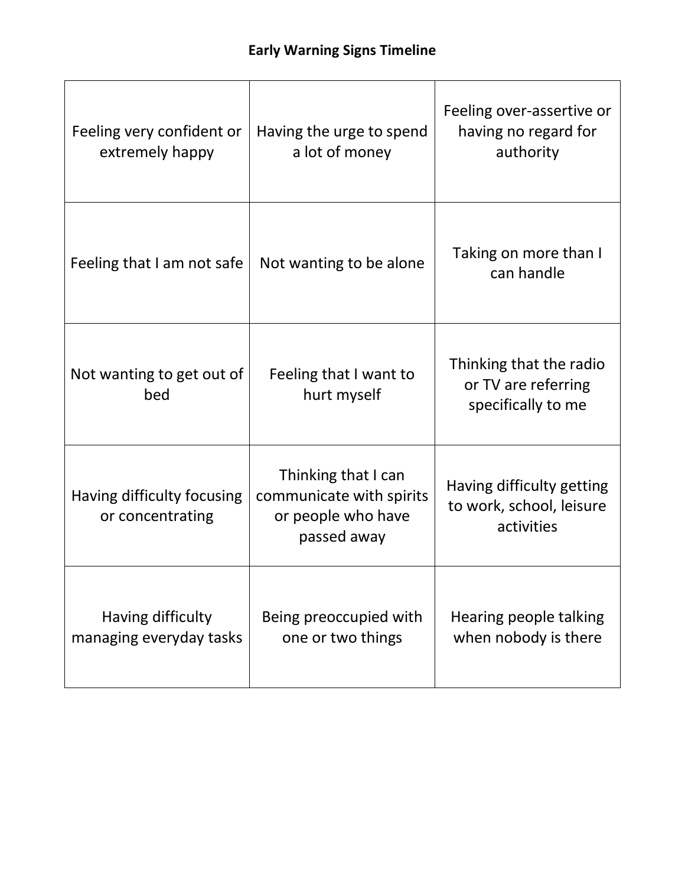# Early Warning Signs Timeline

| | | |
|---|---|---|
| Feeling very confident or extremely happy | Having the urge to spend a lot of money | Feeling over-assertive or having no regard for authority |
| Feeling that I am not safe | Not wanting to be alone | Taking on more than I can handle |
| Not wanting to get out of bed | Feeling that I want to hurt myself | Thinking that the radio or TV are referring specifically to me |
| Having difficulty focusing or concentrating | Thinking that I can communicate with spirits or people who have passed away | Having difficulty getting to work, school, leisure activities |
| Having difficulty managing everyday tasks | Being preoccupied with one or two things | Hearing people talking when nobody is there |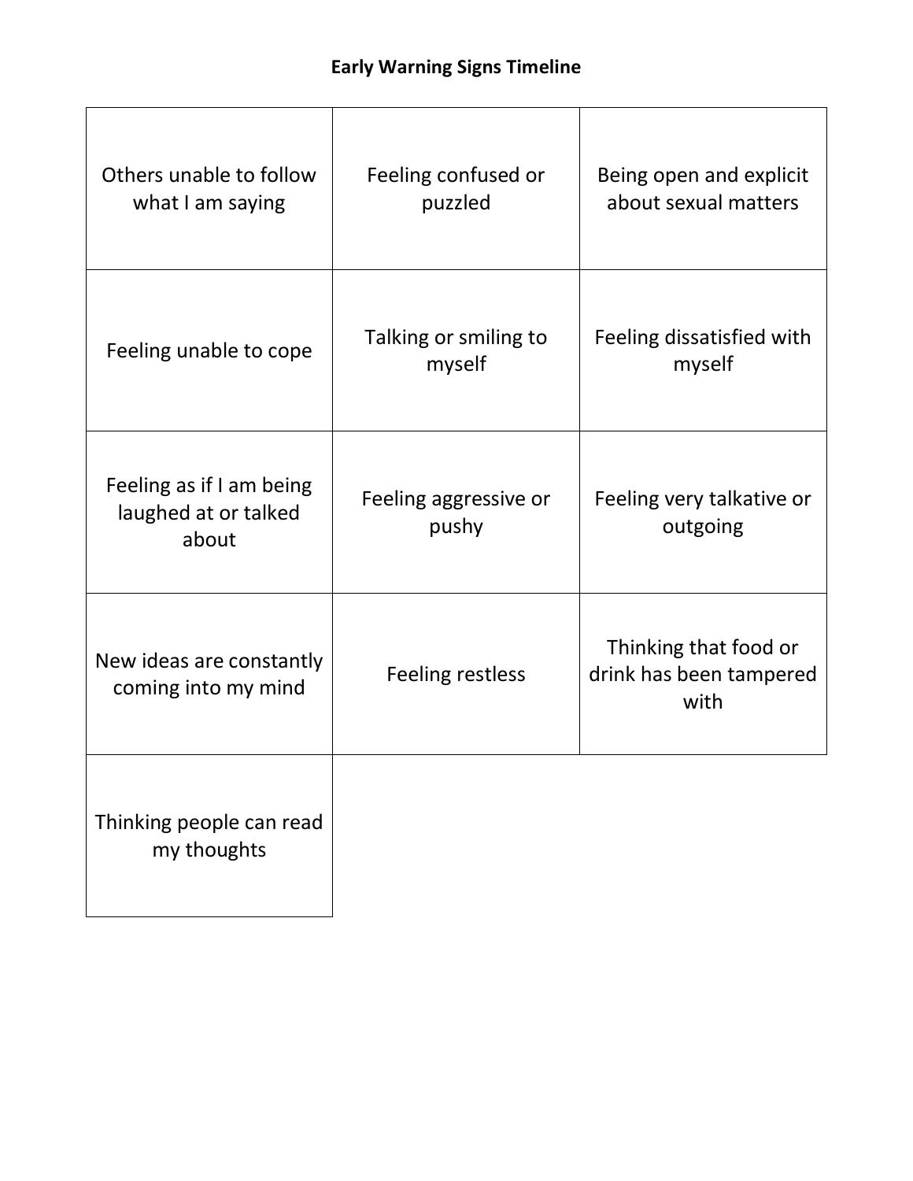**Early Warning Signs Timeline**

| | | |
|---|---|---|
| Others unable to follow what I am saying | Feeling confused or puzzled | Being open and explicit about sexual matters |
| Feeling unable to cope | Talking or smiling to myself | Feeling dissatisfied with myself |
| Feeling as if I am being laughed at or talked about | Feeling aggressive or pushy | Feeling very talkative or outgoing |
| New ideas are constantly coming into my mind | Feeling restless | Thinking that food or drink has been tampered with |
| Thinking people can read my thoughts | | |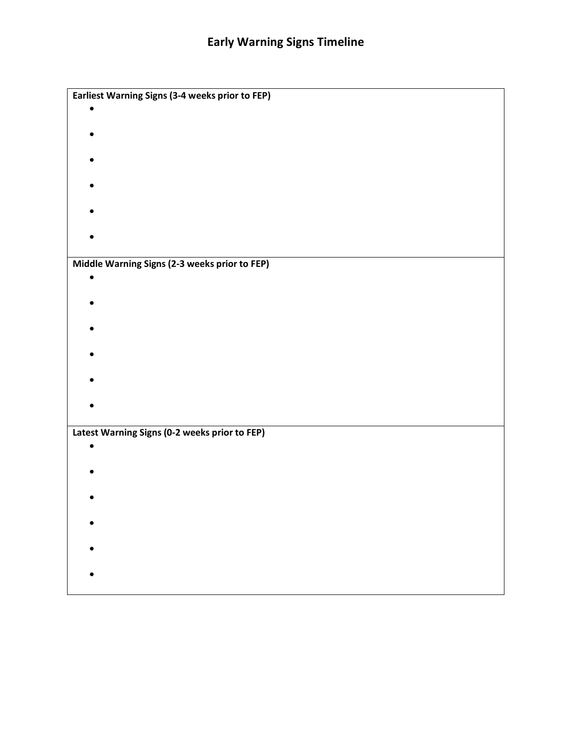# Early Warning Signs Timeline

**Earliest Warning Signs (3-4 weeks prior to FEP)**

- 
- 
- 
- 
- 
- 

**Middle Warning Signs (2-3 weeks prior to FEP)**

- 
- 
- 
- 
- 
- 

**Latest Warning Signs (0-2 weeks prior to FEP)**

- 
- 
- 
- 
- 
-